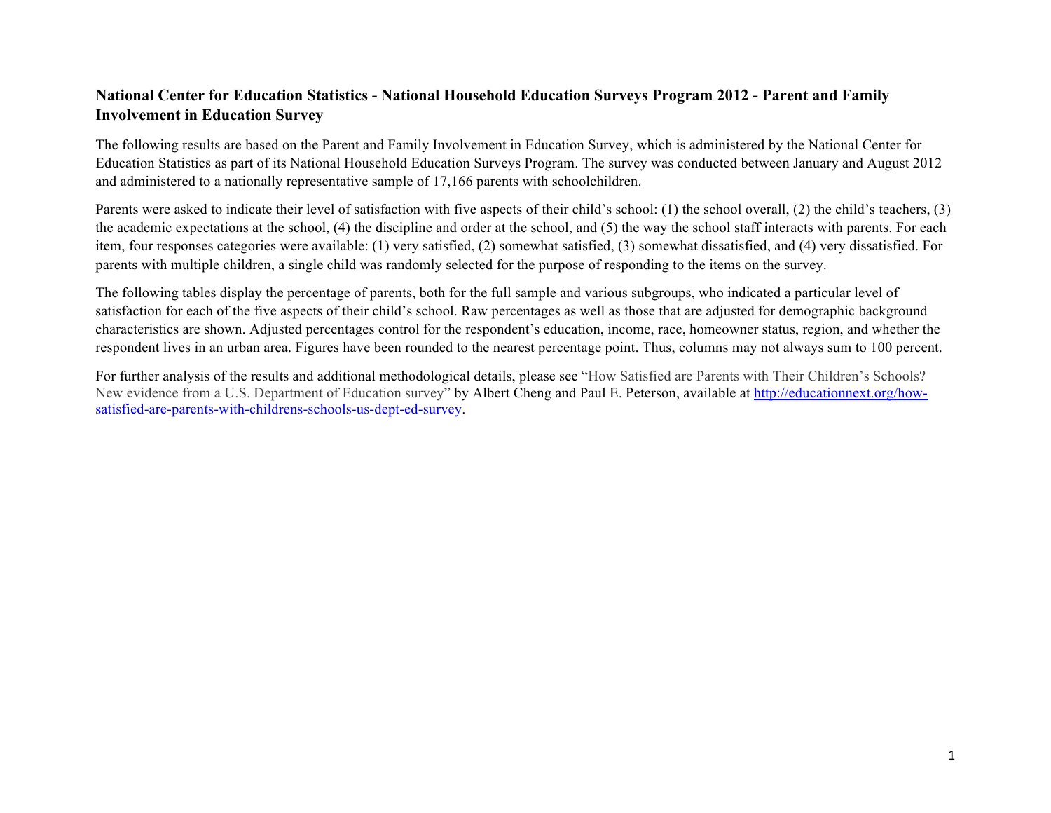## National Center for Education Statistics - National Household Education Surveys Program 2012 - Parent and Family Involvement in Education Survey

The following results are based on the Parent and Family Involvement in Education Survey, which is administered by the National Center for Education Statistics as part of its National Household Education Surveys Program. The survey was conducted between January and August 2012 and administered to a nationally representative sample of 17,166 parents with schoolchildren.

Parents were asked to indicate their level of satisfaction with five aspects of their child's school: (1) the school overall, (2) the child's teachers, (3) the academic expectations at the school, (4) the discipline and order at the school, and (5) the way the school staff interacts with parents. For each item, four responses categories were available: (1) very satisfied, (2) somewhat satisfied, (3) somewhat dissatisfied, and (4) very dissatisfied. For parents with multiple children, a single child was randomly selected for the purpose of responding to the items on the survey.

The following tables display the percentage of parents, both for the full sample and various subgroups, who indicated a particular level of satisfaction for each of the five aspects of their child's school. Raw percentages as well as those that are adjusted for demographic background characteristics are shown. Adjusted percentages control for the respondent's education, income, race, homeowner status, region, and whether the respondent lives in an urban area. Figures have been rounded to the nearest percentage point. Thus, columns may not always sum to 100 percent.

For further analysis of the results and additional methodological details, please see "How Satisfied are Parents with Their Children's Schools? New evidence from a U.S. Department of Education survey" by Albert Cheng and Paul E. Peterson, available at [http://educationnext.org/how-satisfied-are-parents-with-childrens-schools-us-dept-ed-survey](http://educationnext.org/how-satisfied-are-parents-with-childrens-schools-us-dept-ed-survey).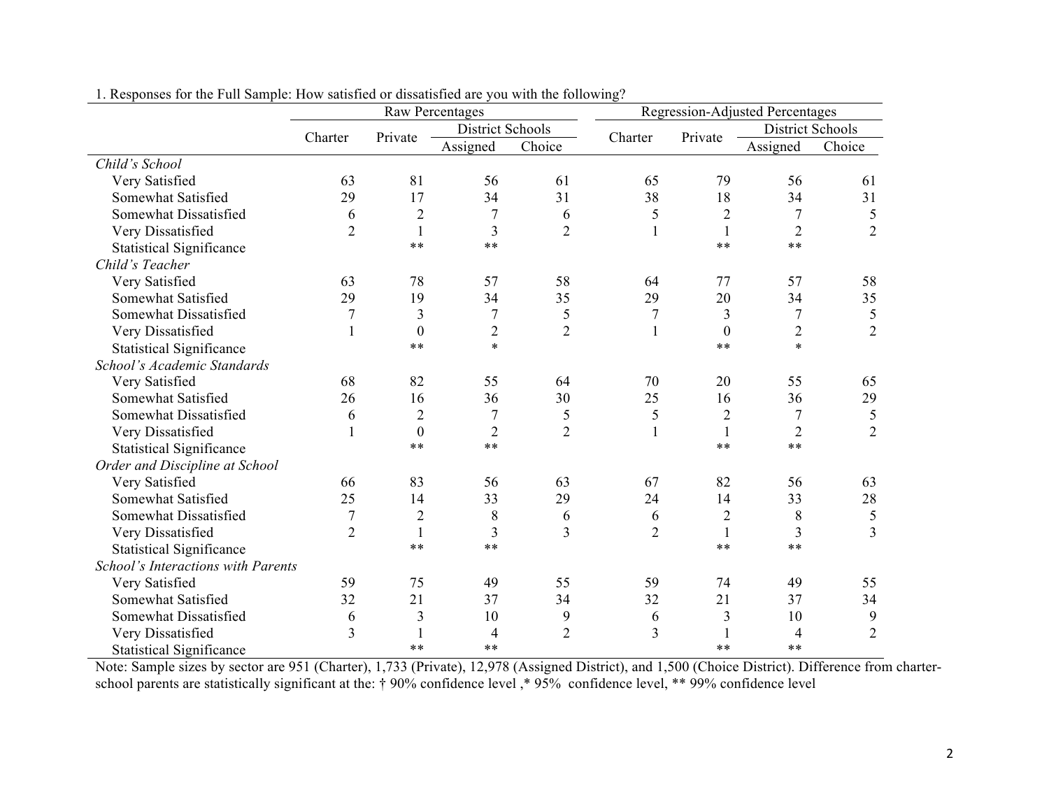1. Responses for the Full Sample: How satisfied or dissatisfied are you with the following?

| | Raw Percentages | | | | Regression-Adjusted Percentages | | | |
|---|---|---|---|---|---|---|---|---|
| | Charter | Private | District Schools | | Charter | Private | District Schools | |
| | | | Assigned | Choice | | | Assigned | Choice |
| *Child's School* | | | | | | | | |
| Very Satisfied | 63 | 81 | 56 | 61 | 65 | 79 | 56 | 61 |
| Somewhat Satisfied | 29 | 17 | 34 | 31 | 38 | 18 | 34 | 31 |
| Somewhat Dissatisfied | 6 | 2 | 7 | 6 | 5 | 2 | 7 | 5 |
| Very Dissatisfied | 2 | 1 | 3 | 2 | 1 | 1 | 2 | 2 |
| Statistical Significance | | ** | ** | | | ** | ** | |
| *Child's Teacher* | | | | | | | | |
| Very Satisfied | 63 | 78 | 57 | 58 | 64 | 77 | 57 | 58 |
| Somewhat Satisfied | 29 | 19 | 34 | 35 | 29 | 20 | 34 | 35 |
| Somewhat Dissatisfied | 7 | 3 | 7 | 5 | 7 | 3 | 7 | 5 |
| Very Dissatisfied | 1 | 0 | 2 | 2 | 1 | 0 | 2 | 2 |
| Statistical Significance | | ** | * | | | ** | * | |
| *School's Academic Standards* | | | | | | | | |
| Very Satisfied | 68 | 82 | 55 | 64 | 70 | 20 | 55 | 65 |
| Somewhat Satisfied | 26 | 16 | 36 | 30 | 25 | 16 | 36 | 29 |
| Somewhat Dissatisfied | 6 | 2 | 7 | 5 | 5 | 2 | 7 | 5 |
| Very Dissatisfied | 1 | 0 | 2 | 2 | 1 | 1 | 2 | 2 |
| Statistical Significance | | ** | ** | | | ** | ** | |
| *Order and Discipline at School* | | | | | | | | |
| Very Satisfied | 66 | 83 | 56 | 63 | 67 | 82 | 56 | 63 |
| Somewhat Satisfied | 25 | 14 | 33 | 29 | 24 | 14 | 33 | 28 |
| Somewhat Dissatisfied | 7 | 2 | 8 | 6 | 6 | 2 | 8 | 5 |
| Very Dissatisfied | 2 | 1 | 3 | 3 | 2 | 1 | 3 | 3 |
| Statistical Significance | | ** | ** | | | ** | ** | |
| *School's Interactions with Parents* | | | | | | | | |
| Very Satisfied | 59 | 75 | 49 | 55 | 59 | 74 | 49 | 55 |
| Somewhat Satisfied | 32 | 21 | 37 | 34 | 32 | 21 | 37 | 34 |
| Somewhat Dissatisfied | 6 | 3 | 10 | 9 | 6 | 3 | 10 | 9 |
| Very Dissatisfied | 3 | 1 | 4 | 2 | 3 | 1 | 4 | 2 |
| Statistical Significance | | ** | ** | | | ** | ** | |

Note: Sample sizes by sector are 951 (Charter), 1,733 (Private), 12,978 (Assigned District), and 1,500 (Choice District). Difference from charter-school parents are statistically significant at the: † 90% confidence level ,* 95% confidence level, ** 99% confidence level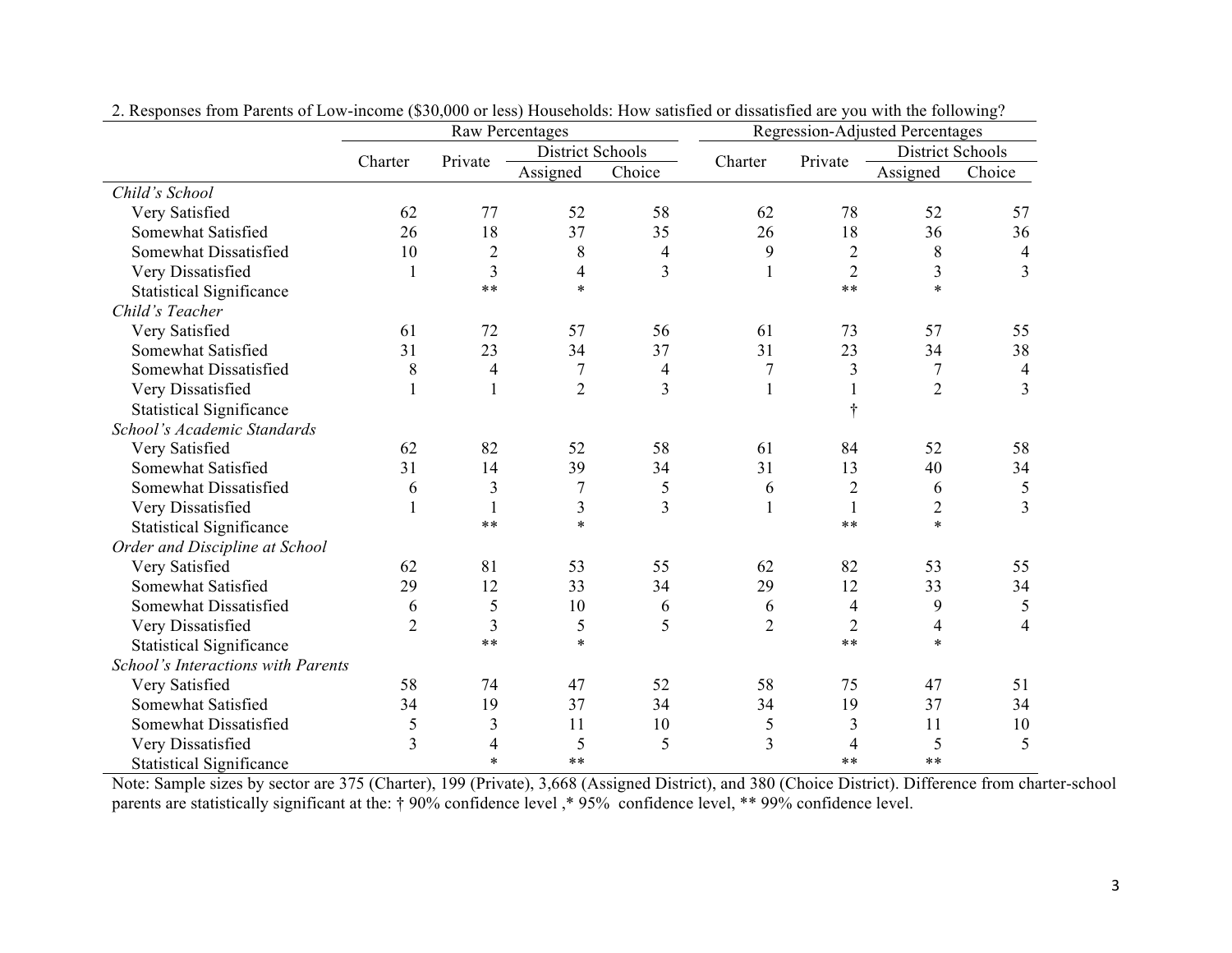2. Responses from Parents of Low-income ($30,000 or less) Households: How satisfied or dissatisfied are you with the following?

| | Raw Percentages | | | | Regression-Adjusted Percentages | | | |
|---|---|---|---|---|---|---|---|---|
| | Charter | Private | District Schools | | Charter | Private | District Schools | |
| | | | Assigned | Choice | | | Assigned | Choice |
| *Child's School* | | | | | | | | |
| Very Satisfied | 62 | 77 | 52 | 58 | 62 | 78 | 52 | 57 |
| Somewhat Satisfied | 26 | 18 | 37 | 35 | 26 | 18 | 36 | 36 |
| Somewhat Dissatisfied | 10 | 2 | 8 | 4 | 9 | 2 | 8 | 4 |
| Very Dissatisfied | 1 | 3 | 4 | 3 | 1 | 2 | 3 | 3 |
| Statistical Significance | | ** | * | | | ** | * | |
| *Child's Teacher* | | | | | | | | |
| Very Satisfied | 61 | 72 | 57 | 56 | 61 | 73 | 57 | 55 |
| Somewhat Satisfied | 31 | 23 | 34 | 37 | 31 | 23 | 34 | 38 |
| Somewhat Dissatisfied | 8 | 4 | 7 | 4 | 7 | 3 | 7 | 4 |
| Very Dissatisfied | 1 | 1 | 2 | 3 | 1 | 1 | 2 | 3 |
| Statistical Significance | | | | | | † | | |
| *School's Academic Standards* | | | | | | | | |
| Very Satisfied | 62 | 82 | 52 | 58 | 61 | 84 | 52 | 58 |
| Somewhat Satisfied | 31 | 14 | 39 | 34 | 31 | 13 | 40 | 34 |
| Somewhat Dissatisfied | 6 | 3 | 7 | 5 | 6 | 2 | 6 | 5 |
| Very Dissatisfied | 1 | 1 | 3 | 3 | 1 | 1 | 2 | 3 |
| Statistical Significance | | ** | * | | | ** | * | |
| *Order and Discipline at School* | | | | | | | | |
| Very Satisfied | 62 | 81 | 53 | 55 | 62 | 82 | 53 | 55 |
| Somewhat Satisfied | 29 | 12 | 33 | 34 | 29 | 12 | 33 | 34 |
| Somewhat Dissatisfied | 6 | 5 | 10 | 6 | 6 | 4 | 9 | 5 |
| Very Dissatisfied | 2 | 3 | 5 | 5 | 2 | 2 | 4 | 4 |
| Statistical Significance | | ** | * | | | ** | * | |
| *School's Interactions with Parents* | | | | | | | | |
| Very Satisfied | 58 | 74 | 47 | 52 | 58 | 75 | 47 | 51 |
| Somewhat Satisfied | 34 | 19 | 37 | 34 | 34 | 19 | 37 | 34 |
| Somewhat Dissatisfied | 5 | 3 | 11 | 10 | 5 | 3 | 11 | 10 |
| Very Dissatisfied | 3 | 4 | 5 | 5 | 3 | 4 | 5 | 5 |
| Statistical Significance | | * | ** | | | ** | ** | |

Note: Sample sizes by sector are 375 (Charter), 199 (Private), 3,668 (Assigned District), and 380 (Choice District). Difference from charter-school parents are statistically significant at the: † 90% confidence level ,* 95% confidence level, ** 99% confidence level.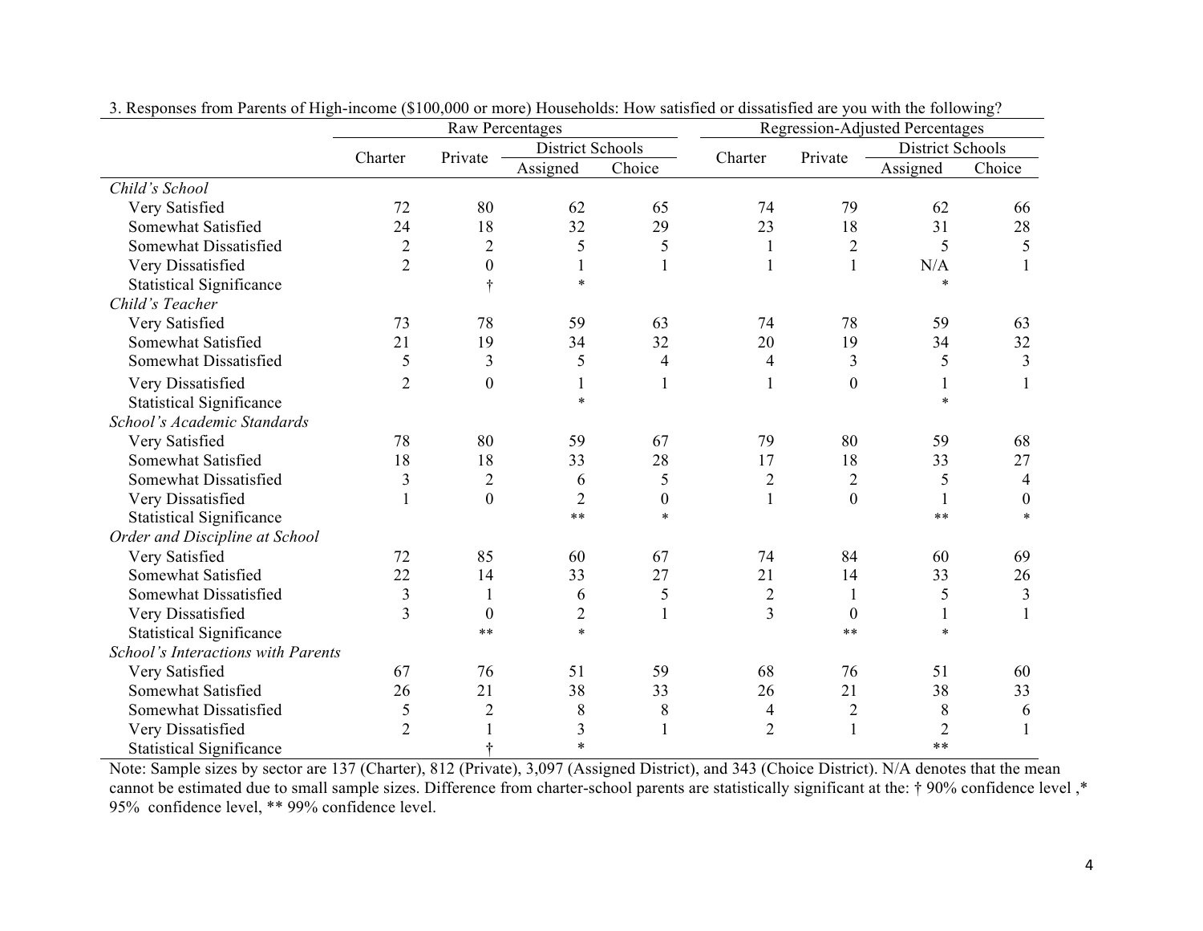3. Responses from Parents of High-income ($100,000 or more) Households: How satisfied or dissatisfied are you with the following?

| | Raw Percentages | | | | Regression-Adjusted Percentages | | | |
|---|---|---|---|---|---|---|---|---|
| | Charter | Private | District Schools | | Charter | Private | District Schools | |
| | | | Assigned | Choice | | | Assigned | Choice |
| *Child's School* | | | | | | | | |
| Very Satisfied | 72 | 80 | 62 | 65 | 74 | 79 | 62 | 66 |
| Somewhat Satisfied | 24 | 18 | 32 | 29 | 23 | 18 | 31 | 28 |
| Somewhat Dissatisfied | 2 | 2 | 5 | 5 | 1 | 2 | 5 | 5 |
| Very Dissatisfied | 2 | 0 | 1 | 1 | 1 | 1 | N/A | 1 |
| Statistical Significance | | † | * | | | | * | |
| *Child's Teacher* | | | | | | | | |
| Very Satisfied | 73 | 78 | 59 | 63 | 74 | 78 | 59 | 63 |
| Somewhat Satisfied | 21 | 19 | 34 | 32 | 20 | 19 | 34 | 32 |
| Somewhat Dissatisfied | 5 | 3 | 5 | 4 | 4 | 3 | 5 | 3 |
| Very Dissatisfied | 2 | 0 | 1 | 1 | 1 | 0 | 1 | 1 |
| Statistical Significance | | | * | | | | * | |
| *School's Academic Standards* | | | | | | | | |
| Very Satisfied | 78 | 80 | 59 | 67 | 79 | 80 | 59 | 68 |
| Somewhat Satisfied | 18 | 18 | 33 | 28 | 17 | 18 | 33 | 27 |
| Somewhat Dissatisfied | 3 | 2 | 6 | 5 | 2 | 2 | 5 | 4 |
| Very Dissatisfied | 1 | 0 | 2 | 0 | 1 | 0 | 1 | 0 |
| Statistical Significance | | | ** | * | | | ** | * |
| *Order and Discipline at School* | | | | | | | | |
| Very Satisfied | 72 | 85 | 60 | 67 | 74 | 84 | 60 | 69 |
| Somewhat Satisfied | 22 | 14 | 33 | 27 | 21 | 14 | 33 | 26 |
| Somewhat Dissatisfied | 3 | 1 | 6 | 5 | 2 | 1 | 5 | 3 |
| Very Dissatisfied | 3 | 0 | 2 | 1 | 3 | 0 | 1 | 1 |
| Statistical Significance | | ** | * | | | ** | * | |
| *School's Interactions with Parents* | | | | | | | | |
| Very Satisfied | 67 | 76 | 51 | 59 | 68 | 76 | 51 | 60 |
| Somewhat Satisfied | 26 | 21 | 38 | 33 | 26 | 21 | 38 | 33 |
| Somewhat Dissatisfied | 5 | 2 | 8 | 8 | 4 | 2 | 8 | 6 |
| Very Dissatisfied | 2 | 1 | 3 | 1 | 2 | 1 | 2 | 1 |
| Statistical Significance | | † | * | | | | ** | |

Note: Sample sizes by sector are 137 (Charter), 812 (Private), 3,097 (Assigned District), and 343 (Choice District). N/A denotes that the mean cannot be estimated due to small sample sizes. Difference from charter-school parents are statistically significant at the: † 90% confidence level ,* 95% confidence level, ** 99% confidence level.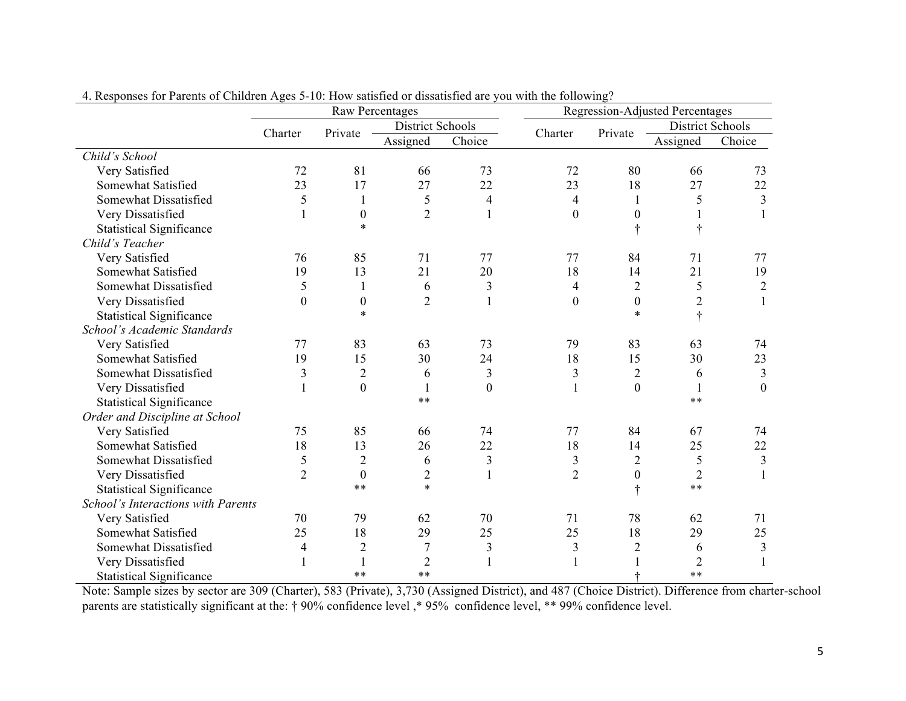4. Responses for Parents of Children Ages 5-10: How satisfied or dissatisfied are you with the following?

| | Raw Percentages | | | | Regression-Adjusted Percentages | | | |
|---|---|---|---|---|---|---|---|---|
| | Charter | Private | District Schools | | Charter | Private | District Schools | |
| | | | Assigned | Choice | | | Assigned | Choice |
| *Child's School* | | | | | | | | |
| Very Satisfied | 72 | 81 | 66 | 73 | 72 | 80 | 66 | 73 |
| Somewhat Satisfied | 23 | 17 | 27 | 22 | 23 | 18 | 27 | 22 |
| Somewhat Dissatisfied | 5 | 1 | 5 | 4 | 4 | 1 | 5 | 3 |
| Very Dissatisfied | 1 | 0 | 2 | 1 | 0 | 0 | 1 | 1 |
| Statistical Significance | | * | | | | † | † | |
| *Child's Teacher* | | | | | | | | |
| Very Satisfied | 76 | 85 | 71 | 77 | 77 | 84 | 71 | 77 |
| Somewhat Satisfied | 19 | 13 | 21 | 20 | 18 | 14 | 21 | 19 |
| Somewhat Dissatisfied | 5 | 1 | 6 | 3 | 4 | 2 | 5 | 2 |
| Very Dissatisfied | 0 | 0 | 2 | 1 | 0 | 0 | 2 | 1 |
| Statistical Significance | | * | | | | * | † | |
| *School's Academic Standards* | | | | | | | | |
| Very Satisfied | 77 | 83 | 63 | 73 | 79 | 83 | 63 | 74 |
| Somewhat Satisfied | 19 | 15 | 30 | 24 | 18 | 15 | 30 | 23 |
| Somewhat Dissatisfied | 3 | 2 | 6 | 3 | 3 | 2 | 6 | 3 |
| Very Dissatisfied | 1 | 0 | 1 | 0 | 1 | 0 | 1 | 0 |
| Statistical Significance | | | ** | | | | ** | |
| *Order and Discipline at School* | | | | | | | | |
| Very Satisfied | 75 | 85 | 66 | 74 | 77 | 84 | 67 | 74 |
| Somewhat Satisfied | 18 | 13 | 26 | 22 | 18 | 14 | 25 | 22 |
| Somewhat Dissatisfied | 5 | 2 | 6 | 3 | 3 | 2 | 5 | 3 |
| Very Dissatisfied | 2 | 0 | 2 | 1 | 2 | 0 | 2 | 1 |
| Statistical Significance | | ** | * | | | † | ** | |
| *School's Interactions with Parents* | | | | | | | | |
| Very Satisfied | 70 | 79 | 62 | 70 | 71 | 78 | 62 | 71 |
| Somewhat Satisfied | 25 | 18 | 29 | 25 | 25 | 18 | 29 | 25 |
| Somewhat Dissatisfied | 4 | 2 | 7 | 3 | 3 | 2 | 6 | 3 |
| Very Dissatisfied | 1 | 1 | 2 | 1 | 1 | 1 | 2 | 1 |
| Statistical Significance | | ** | ** | | | † | ** | |

Note: Sample sizes by sector are 309 (Charter), 583 (Private), 3,730 (Assigned District), and 487 (Choice District). Difference from charter-school parents are statistically significant at the: † 90% confidence level ,* 95% confidence level, ** 99% confidence level.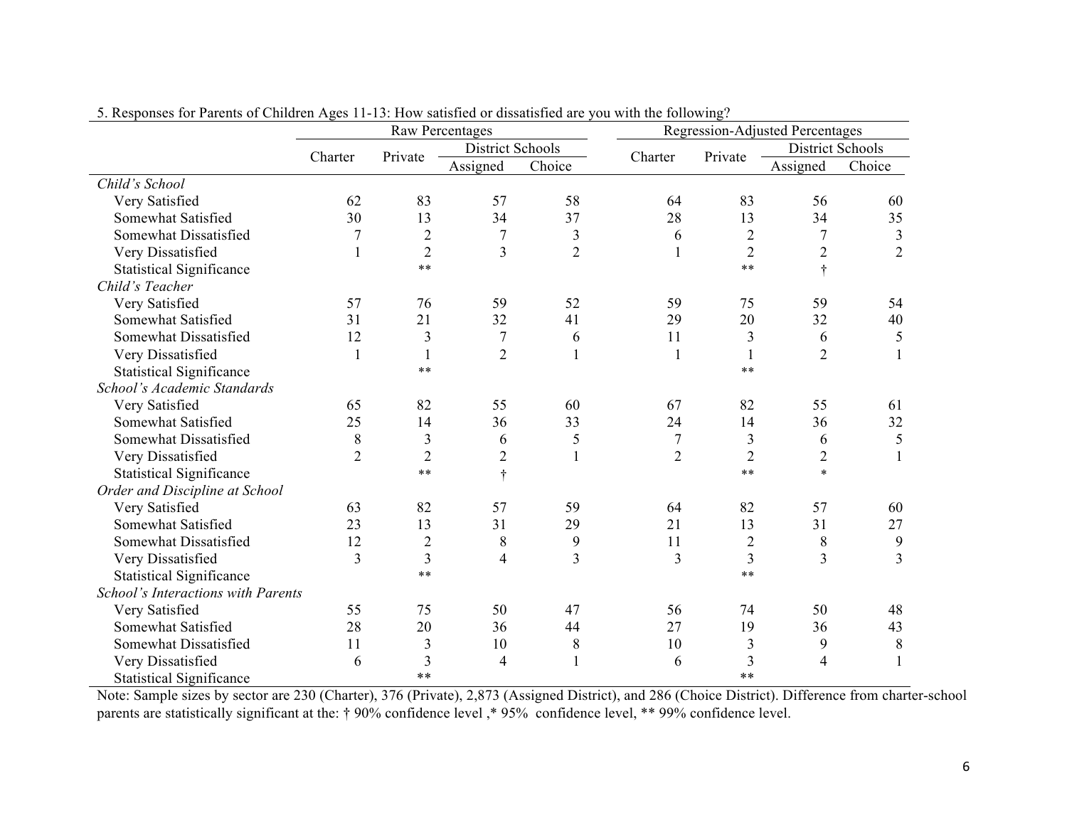5. Responses for Parents of Children Ages 11-13: How satisfied or dissatisfied are you with the following?

| | Raw Percentages | | | | Regression-Adjusted Percentages | | | |
|---|---|---|---|---|---|---|---|---|
| | Charter | Private | District Schools | | Charter | Private | District Schools | |
| | | | Assigned | Choice | | | Assigned | Choice |
| *Child's School* | | | | | | | | |
| Very Satisfied | 62 | 83 | 57 | 58 | 64 | 83 | 56 | 60 |
| Somewhat Satisfied | 30 | 13 | 34 | 37 | 28 | 13 | 34 | 35 |
| Somewhat Dissatisfied | 7 | 2 | 7 | 3 | 6 | 2 | 7 | 3 |
| Very Dissatisfied | 1 | 2 | 3 | 2 | 1 | 2 | 2 | 2 |
| Statistical Significance | | ** | | | | ** | † | |
| *Child's Teacher* | | | | | | | | |
| Very Satisfied | 57 | 76 | 59 | 52 | 59 | 75 | 59 | 54 |
| Somewhat Satisfied | 31 | 21 | 32 | 41 | 29 | 20 | 32 | 40 |
| Somewhat Dissatisfied | 12 | 3 | 7 | 6 | 11 | 3 | 6 | 5 |
| Very Dissatisfied | 1 | 1 | 2 | 1 | 1 | 1 | 2 | 1 |
| Statistical Significance | | ** | | | | ** | | |
| *School's Academic Standards* | | | | | | | | |
| Very Satisfied | 65 | 82 | 55 | 60 | 67 | 82 | 55 | 61 |
| Somewhat Satisfied | 25 | 14 | 36 | 33 | 24 | 14 | 36 | 32 |
| Somewhat Dissatisfied | 8 | 3 | 6 | 5 | 7 | 3 | 6 | 5 |
| Very Dissatisfied | 2 | 2 | 2 | 1 | 2 | 2 | 2 | 1 |
| Statistical Significance | | ** | † | | | ** | * | |
| *Order and Discipline at School* | | | | | | | | |
| Very Satisfied | 63 | 82 | 57 | 59 | 64 | 82 | 57 | 60 |
| Somewhat Satisfied | 23 | 13 | 31 | 29 | 21 | 13 | 31 | 27 |
| Somewhat Dissatisfied | 12 | 2 | 8 | 9 | 11 | 2 | 8 | 9 |
| Very Dissatisfied | 3 | 3 | 4 | 3 | 3 | 3 | 3 | 3 |
| Statistical Significance | | ** | | | | ** | | |
| *School's Interactions with Parents* | | | | | | | | |
| Very Satisfied | 55 | 75 | 50 | 47 | 56 | 74 | 50 | 48 |
| Somewhat Satisfied | 28 | 20 | 36 | 44 | 27 | 19 | 36 | 43 |
| Somewhat Dissatisfied | 11 | 3 | 10 | 8 | 10 | 3 | 9 | 8 |
| Very Dissatisfied | 6 | 3 | 4 | 1 | 6 | 3 | 4 | 1 |
| Statistical Significance | | ** | | | | ** | | |

Note: Sample sizes by sector are 230 (Charter), 376 (Private), 2,873 (Assigned District), and 286 (Choice District). Difference from charter-school parents are statistically significant at the: † 90% confidence level ,* 95% confidence level, ** 99% confidence level.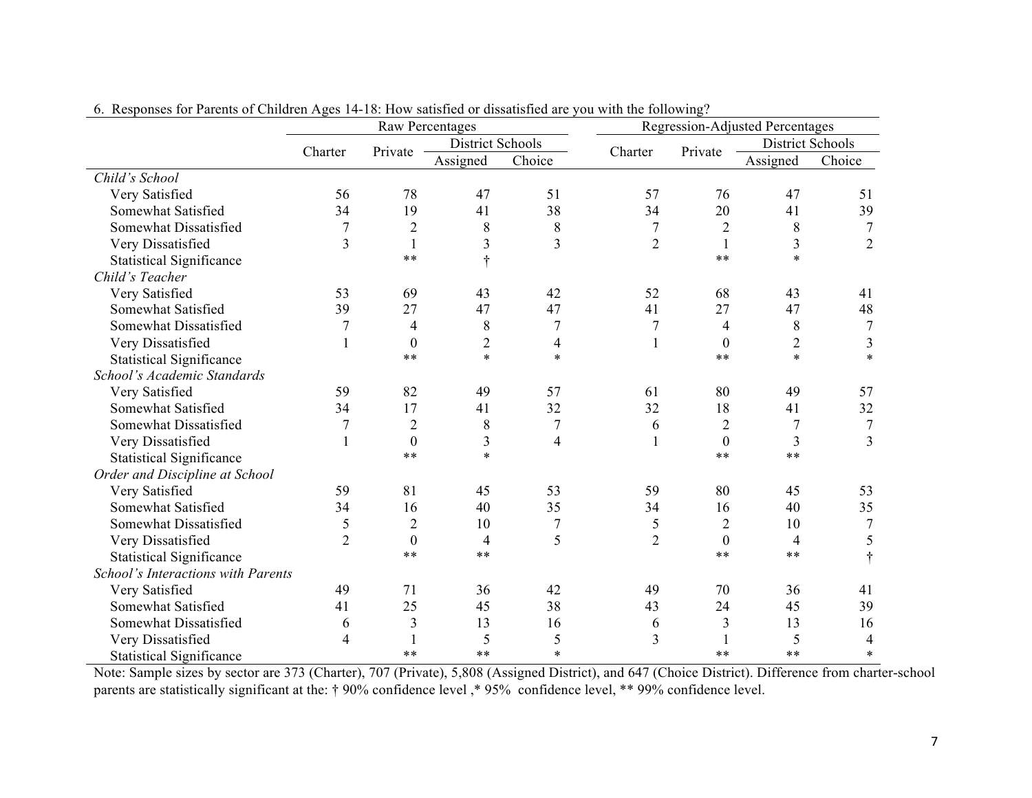6. Responses for Parents of Children Ages 14-18: How satisfied or dissatisfied are you with the following?

| | Raw Percentages | | | | Regression-Adjusted Percentages | | | |
|---|---|---|---|---|---|---|---|---|
| | Charter | Private | District Schools | | Charter | Private | District Schools | |
| | | | Assigned | Choice | | | Assigned | Choice |
| *Child's School* | | | | | | | | |
| Very Satisfied | 56 | 78 | 47 | 51 | 57 | 76 | 47 | 51 |
| Somewhat Satisfied | 34 | 19 | 41 | 38 | 34 | 20 | 41 | 39 |
| Somewhat Dissatisfied | 7 | 2 | 8 | 8 | 7 | 2 | 8 | 7 |
| Very Dissatisfied | 3 | 1 | 3 | 3 | 2 | 1 | 3 | 2 |
| Statistical Significance | | ** | † | | | ** | * | |
| *Child's Teacher* | | | | | | | | |
| Very Satisfied | 53 | 69 | 43 | 42 | 52 | 68 | 43 | 41 |
| Somewhat Satisfied | 39 | 27 | 47 | 47 | 41 | 27 | 47 | 48 |
| Somewhat Dissatisfied | 7 | 4 | 8 | 7 | 7 | 4 | 8 | 7 |
| Very Dissatisfied | 1 | 0 | 2 | 4 | 1 | 0 | 2 | 3 |
| Statistical Significance | | ** | * | * | | ** | * | * |
| *School's Academic Standards* | | | | | | | | |
| Very Satisfied | 59 | 82 | 49 | 57 | 61 | 80 | 49 | 57 |
| Somewhat Satisfied | 34 | 17 | 41 | 32 | 32 | 18 | 41 | 32 |
| Somewhat Dissatisfied | 7 | 2 | 8 | 7 | 6 | 2 | 7 | 7 |
| Very Dissatisfied | 1 | 0 | 3 | 4 | 1 | 0 | 3 | 3 |
| Statistical Significance | | ** | * | | | ** | ** | |
| *Order and Discipline at School* | | | | | | | | |
| Very Satisfied | 59 | 81 | 45 | 53 | 59 | 80 | 45 | 53 |
| Somewhat Satisfied | 34 | 16 | 40 | 35 | 34 | 16 | 40 | 35 |
| Somewhat Dissatisfied | 5 | 2 | 10 | 7 | 5 | 2 | 10 | 7 |
| Very Dissatisfied | 2 | 0 | 4 | 5 | 2 | 0 | 4 | 5 |
| Statistical Significance | | ** | ** | | | ** | ** | † |
| *School's Interactions with Parents* | | | | | | | | |
| Very Satisfied | 49 | 71 | 36 | 42 | 49 | 70 | 36 | 41 |
| Somewhat Satisfied | 41 | 25 | 45 | 38 | 43 | 24 | 45 | 39 |
| Somewhat Dissatisfied | 6 | 3 | 13 | 16 | 6 | 3 | 13 | 16 |
| Very Dissatisfied | 4 | 1 | 5 | 5 | 3 | 1 | 5 | 4 |
| Statistical Significance | | ** | ** | * | | ** | ** | * |

Note: Sample sizes by sector are 373 (Charter), 707 (Private), 5,808 (Assigned District), and 647 (Choice District). Difference from charter-school parents are statistically significant at the: † 90% confidence level ,* 95% confidence level, ** 99% confidence level.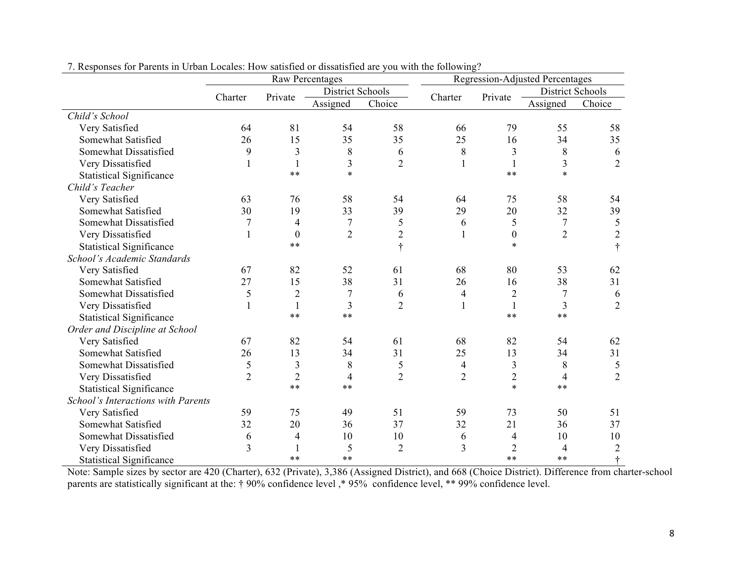7. Responses for Parents in Urban Locales: How satisfied or dissatisfied are you with the following?

| | Raw Percentages | | | | Regression-Adjusted Percentages | | | |
|---|---|---|---|---|---|---|---|---|
| | Charter | Private | District Schools | | Charter | Private | District Schools | |
| | | | Assigned | Choice | | | Assigned | Choice |
| *Child's School* | | | | | | | | |
| Very Satisfied | 64 | 81 | 54 | 58 | 66 | 79 | 55 | 58 |
| Somewhat Satisfied | 26 | 15 | 35 | 35 | 25 | 16 | 34 | 35 |
| Somewhat Dissatisfied | 9 | 3 | 8 | 6 | 8 | 3 | 8 | 6 |
| Very Dissatisfied | 1 | 1 | 3 | 2 | 1 | 1 | 3 | 2 |
| Statistical Significance | | ** | * | | | ** | * | |
| *Child's Teacher* | | | | | | | | |
| Very Satisfied | 63 | 76 | 58 | 54 | 64 | 75 | 58 | 54 |
| Somewhat Satisfied | 30 | 19 | 33 | 39 | 29 | 20 | 32 | 39 |
| Somewhat Dissatisfied | 7 | 4 | 7 | 5 | 6 | 5 | 7 | 5 |
| Very Dissatisfied | 1 | 0 | 2 | 2 | 1 | 0 | 2 | 2 |
| Statistical Significance | | ** | | † | | * | | † |
| *School's Academic Standards* | | | | | | | | |
| Very Satisfied | 67 | 82 | 52 | 61 | 68 | 80 | 53 | 62 |
| Somewhat Satisfied | 27 | 15 | 38 | 31 | 26 | 16 | 38 | 31 |
| Somewhat Dissatisfied | 5 | 2 | 7 | 6 | 4 | 2 | 7 | 6 |
| Very Dissatisfied | 1 | 1 | 3 | 2 | 1 | 1 | 3 | 2 |
| Statistical Significance | | ** | ** | | | ** | ** | |
| *Order and Discipline at School* | | | | | | | | |
| Very Satisfied | 67 | 82 | 54 | 61 | 68 | 82 | 54 | 62 |
| Somewhat Satisfied | 26 | 13 | 34 | 31 | 25 | 13 | 34 | 31 |
| Somewhat Dissatisfied | 5 | 3 | 8 | 5 | 4 | 3 | 8 | 5 |
| Very Dissatisfied | 2 | 2 | 4 | 2 | 2 | 2 | 4 | 2 |
| Statistical Significance | | ** | ** | | | * | ** | |
| *School's Interactions with Parents* | | | | | | | | |
| Very Satisfied | 59 | 75 | 49 | 51 | 59 | 73 | 50 | 51 |
| Somewhat Satisfied | 32 | 20 | 36 | 37 | 32 | 21 | 36 | 37 |
| Somewhat Dissatisfied | 6 | 4 | 10 | 10 | 6 | 4 | 10 | 10 |
| Very Dissatisfied | 3 | 1 | 5 | 2 | 3 | 2 | 4 | 2 |
| Statistical Significance | | ** | ** | | | ** | ** | † |

Note: Sample sizes by sector are 420 (Charter), 632 (Private), 3,386 (Assigned District), and 668 (Choice District). Difference from charter-school parents are statistically significant at the: † 90% confidence level ,* 95% confidence level, ** 99% confidence level.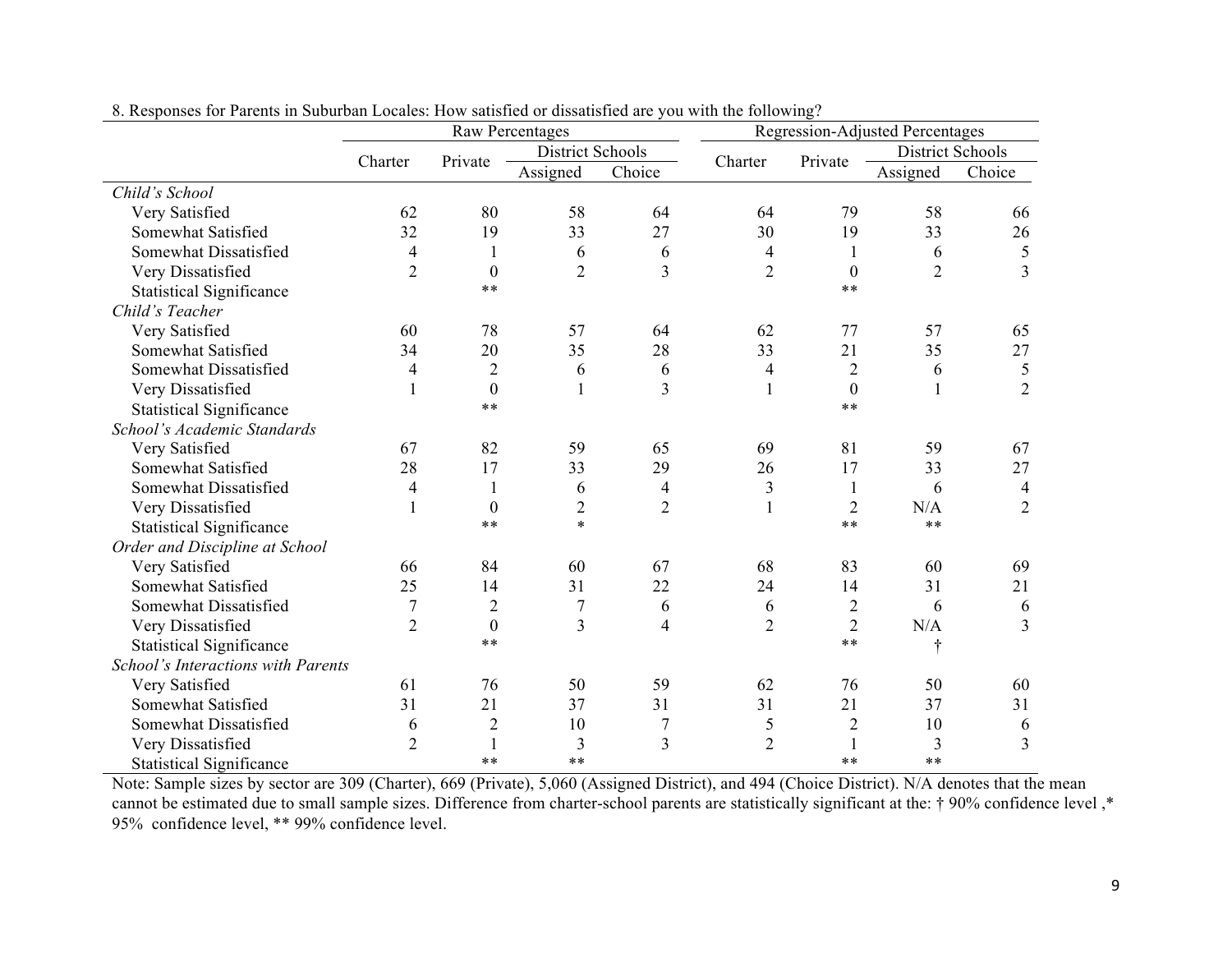8. Responses for Parents in Suburban Locales: How satisfied or dissatisfied are you with the following?

| | Raw Percentages | | | | Regression-Adjusted Percentages | | | |
|---|---|---|---|---|---|---|---|---|
| | Charter | Private | District Schools | | Charter | Private | District Schools | |
| | | | Assigned | Choice | | | Assigned | Choice |
| *Child's School* | | | | | | | | |
| Very Satisfied | 62 | 80 | 58 | 64 | 64 | 79 | 58 | 66 |
| Somewhat Satisfied | 32 | 19 | 33 | 27 | 30 | 19 | 33 | 26 |
| Somewhat Dissatisfied | 4 | 1 | 6 | 6 | 4 | 1 | 6 | 5 |
| Very Dissatisfied | 2 | 0 | 2 | 3 | 2 | 0 | 2 | 3 |
| Statistical Significance | | ** | | | | ** | | |
| *Child's Teacher* | | | | | | | | |
| Very Satisfied | 60 | 78 | 57 | 64 | 62 | 77 | 57 | 65 |
| Somewhat Satisfied | 34 | 20 | 35 | 28 | 33 | 21 | 35 | 27 |
| Somewhat Dissatisfied | 4 | 2 | 6 | 6 | 4 | 2 | 6 | 5 |
| Very Dissatisfied | 1 | 0 | 1 | 3 | 1 | 0 | 1 | 2 |
| Statistical Significance | | ** | | | | ** | | |
| *School's Academic Standards* | | | | | | | | |
| Very Satisfied | 67 | 82 | 59 | 65 | 69 | 81 | 59 | 67 |
| Somewhat Satisfied | 28 | 17 | 33 | 29 | 26 | 17 | 33 | 27 |
| Somewhat Dissatisfied | 4 | 1 | 6 | 4 | 3 | 1 | 6 | 4 |
| Very Dissatisfied | 1 | 0 | 2 | 2 | 1 | 2 | N/A | 2 |
| Statistical Significance | | ** | * | | | ** | ** | |
| *Order and Discipline at School* | | | | | | | | |
| Very Satisfied | 66 | 84 | 60 | 67 | 68 | 83 | 60 | 69 |
| Somewhat Satisfied | 25 | 14 | 31 | 22 | 24 | 14 | 31 | 21 |
| Somewhat Dissatisfied | 7 | 2 | 7 | 6 | 6 | 2 | 6 | 6 |
| Very Dissatisfied | 2 | 0 | 3 | 4 | 2 | 2 | N/A | 3 |
| Statistical Significance | | ** | | | | ** | † | |
| *School's Interactions with Parents* | | | | | | | | |
| Very Satisfied | 61 | 76 | 50 | 59 | 62 | 76 | 50 | 60 |
| Somewhat Satisfied | 31 | 21 | 37 | 31 | 31 | 21 | 37 | 31 |
| Somewhat Dissatisfied | 6 | 2 | 10 | 7 | 5 | 2 | 10 | 6 |
| Very Dissatisfied | 2 | 1 | 3 | 3 | 2 | 1 | 3 | 3 |
| Statistical Significance | | ** | ** | | | ** | ** | |

Note: Sample sizes by sector are 309 (Charter), 669 (Private), 5,060 (Assigned District), and 494 (Choice District). N/A denotes that the mean cannot be estimated due to small sample sizes. Difference from charter-school parents are statistically significant at the: † 90% confidence level ,* 95% confidence level, ** 99% confidence level.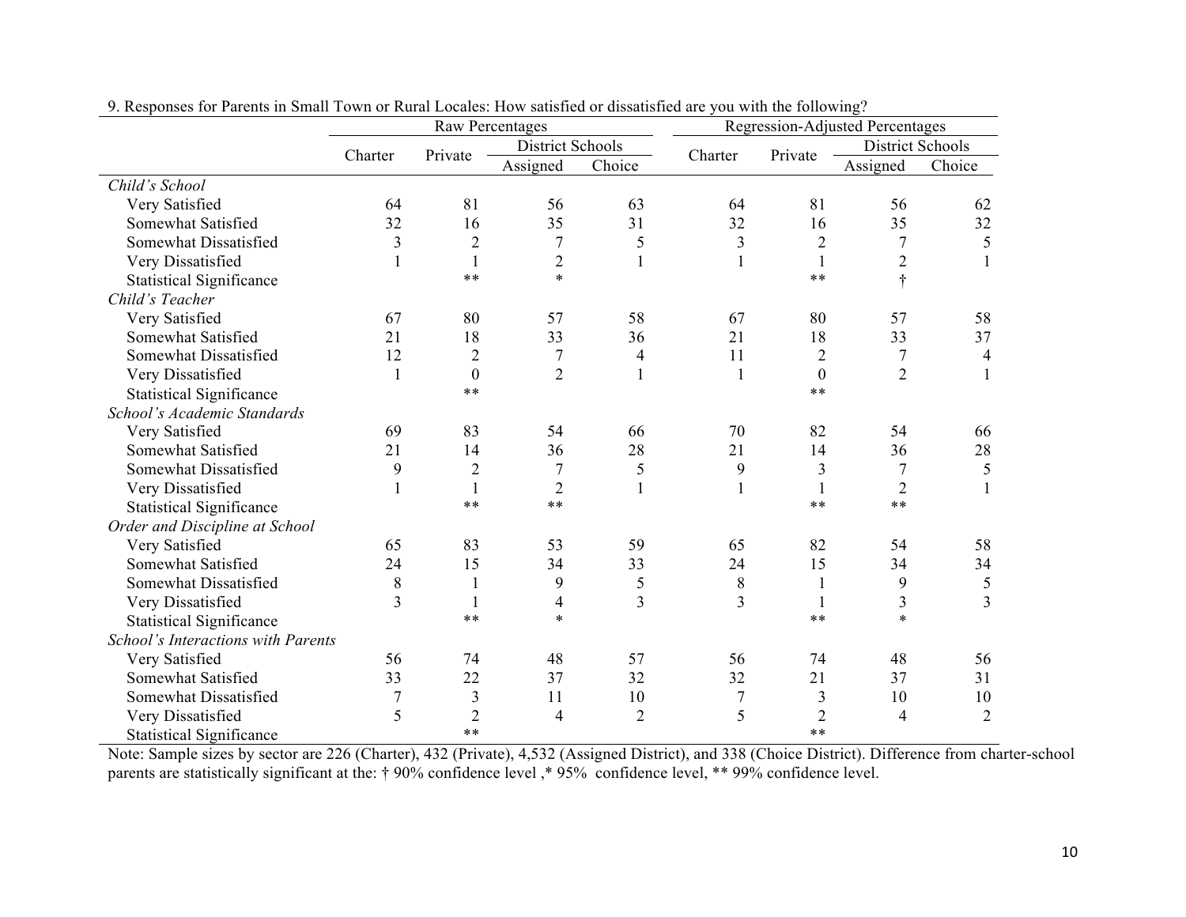9. Responses for Parents in Small Town or Rural Locales: How satisfied or dissatisfied are you with the following?

| | Raw Percentages | | | | Regression-Adjusted Percentages | | | |
|---|---|---|---|---|---|---|---|---|
| | Charter | Private | District Schools | | Charter | Private | District Schools | |
| | | | Assigned | Choice | | | Assigned | Choice |
| *Child's School* | | | | | | | | |
| Very Satisfied | 64 | 81 | 56 | 63 | 64 | 81 | 56 | 62 |
| Somewhat Satisfied | 32 | 16 | 35 | 31 | 32 | 16 | 35 | 32 |
| Somewhat Dissatisfied | 3 | 2 | 7 | 5 | 3 | 2 | 7 | 5 |
| Very Dissatisfied | 1 | 1 | 2 | 1 | 1 | 1 | 2 | 1 |
| Statistical Significance | | ** | * | | | ** | † | |
| *Child's Teacher* | | | | | | | | |
| Very Satisfied | 67 | 80 | 57 | 58 | 67 | 80 | 57 | 58 |
| Somewhat Satisfied | 21 | 18 | 33 | 36 | 21 | 18 | 33 | 37 |
| Somewhat Dissatisfied | 12 | 2 | 7 | 4 | 11 | 2 | 7 | 4 |
| Very Dissatisfied | 1 | 0 | 2 | 1 | 1 | 0 | 2 | 1 |
| Statistical Significance | | ** | | | | ** | | |
| *School's Academic Standards* | | | | | | | | |
| Very Satisfied | 69 | 83 | 54 | 66 | 70 | 82 | 54 | 66 |
| Somewhat Satisfied | 21 | 14 | 36 | 28 | 21 | 14 | 36 | 28 |
| Somewhat Dissatisfied | 9 | 2 | 7 | 5 | 9 | 3 | 7 | 5 |
| Very Dissatisfied | 1 | 1 | 2 | 1 | 1 | 1 | 2 | 1 |
| Statistical Significance | | ** | ** | | | ** | ** | |
| *Order and Discipline at School* | | | | | | | | |
| Very Satisfied | 65 | 83 | 53 | 59 | 65 | 82 | 54 | 58 |
| Somewhat Satisfied | 24 | 15 | 34 | 33 | 24 | 15 | 34 | 34 |
| Somewhat Dissatisfied | 8 | 1 | 9 | 5 | 8 | 1 | 9 | 5 |
| Very Dissatisfied | 3 | 1 | 4 | 3 | 3 | 1 | 3 | 3 |
| Statistical Significance | | ** | * | | | ** | * | |
| *School's Interactions with Parents* | | | | | | | | |
| Very Satisfied | 56 | 74 | 48 | 57 | 56 | 74 | 48 | 56 |
| Somewhat Satisfied | 33 | 22 | 37 | 32 | 32 | 21 | 37 | 31 |
| Somewhat Dissatisfied | 7 | 3 | 11 | 10 | 7 | 3 | 10 | 10 |
| Very Dissatisfied | 5 | 2 | 4 | 2 | 5 | 2 | 4 | 2 |
| Statistical Significance | | ** | | | | ** | | |

Note: Sample sizes by sector are 226 (Charter), 432 (Private), 4,532 (Assigned District), and 338 (Choice District). Difference from charter-school parents are statistically significant at the: † 90% confidence level ,* 95% confidence level, ** 99% confidence level.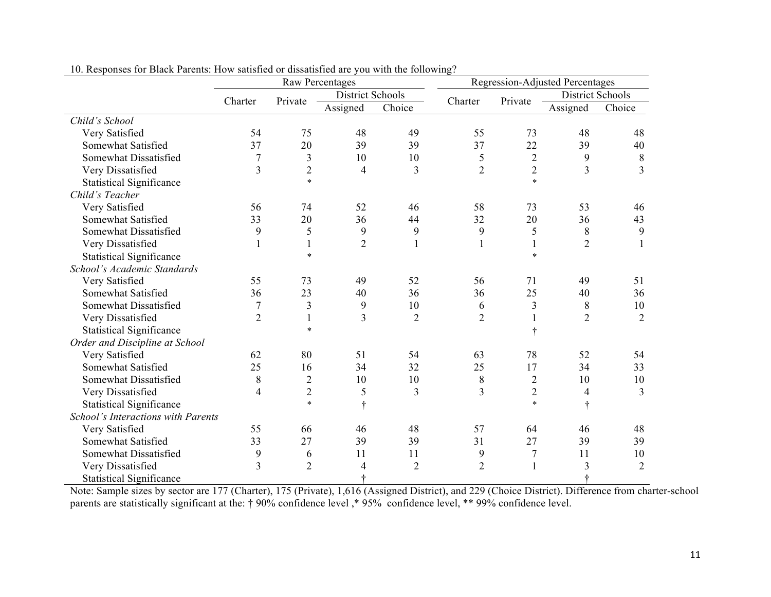10. Responses for Black Parents: How satisfied or dissatisfied are you with the following?

| | Raw Percentages | | | | Regression-Adjusted Percentages | | | |
|---|---|---|---|---|---|---|---|---|
| | Charter | Private | District Schools | | Charter | Private | District Schools | |
| | | | Assigned | Choice | | | Assigned | Choice |
| *Child's School* | | | | | | | | |
| Very Satisfied | 54 | 75 | 48 | 49 | 55 | 73 | 48 | 48 |
| Somewhat Satisfied | 37 | 20 | 39 | 39 | 37 | 22 | 39 | 40 |
| Somewhat Dissatisfied | 7 | 3 | 10 | 10 | 5 | 2 | 9 | 8 |
| Very Dissatisfied | 3 | 2 | 4 | 3 | 2 | 2 | 3 | 3 |
| Statistical Significance | | * | | | | * | | |
| *Child's Teacher* | | | | | | | | |
| Very Satisfied | 56 | 74 | 52 | 46 | 58 | 73 | 53 | 46 |
| Somewhat Satisfied | 33 | 20 | 36 | 44 | 32 | 20 | 36 | 43 |
| Somewhat Dissatisfied | 9 | 5 | 9 | 9 | 9 | 5 | 8 | 9 |
| Very Dissatisfied | 1 | 1 | 2 | 1 | 1 | 1 | 2 | 1 |
| Statistical Significance | | * | | | | * | | |
| *School's Academic Standards* | | | | | | | | |
| Very Satisfied | 55 | 73 | 49 | 52 | 56 | 71 | 49 | 51 |
| Somewhat Satisfied | 36 | 23 | 40 | 36 | 36 | 25 | 40 | 36 |
| Somewhat Dissatisfied | 7 | 3 | 9 | 10 | 6 | 3 | 8 | 10 |
| Very Dissatisfied | 2 | 1 | 3 | 2 | 2 | 1 | 2 | 2 |
| Statistical Significance | | * | | | | † | | |
| *Order and Discipline at School* | | | | | | | | |
| Very Satisfied | 62 | 80 | 51 | 54 | 63 | 78 | 52 | 54 |
| Somewhat Satisfied | 25 | 16 | 34 | 32 | 25 | 17 | 34 | 33 |
| Somewhat Dissatisfied | 8 | 2 | 10 | 10 | 8 | 2 | 10 | 10 |
| Very Dissatisfied | 4 | 2 | 5 | 3 | 3 | 2 | 4 | 3 |
| Statistical Significance | | * | † | | | * | † | |
| *School's Interactions with Parents* | | | | | | | | |
| Very Satisfied | 55 | 66 | 46 | 48 | 57 | 64 | 46 | 48 |
| Somewhat Satisfied | 33 | 27 | 39 | 39 | 31 | 27 | 39 | 39 |
| Somewhat Dissatisfied | 9 | 6 | 11 | 11 | 9 | 7 | 11 | 10 |
| Very Dissatisfied | 3 | 2 | 4 | 2 | 2 | 1 | 3 | 2 |
| Statistical Significance | | | † | | | | † | |

Note: Sample sizes by sector are 177 (Charter), 175 (Private), 1,616 (Assigned District), and 229 (Choice District). Difference from charter-school parents are statistically significant at the: † 90% confidence level ,* 95% confidence level, ** 99% confidence level.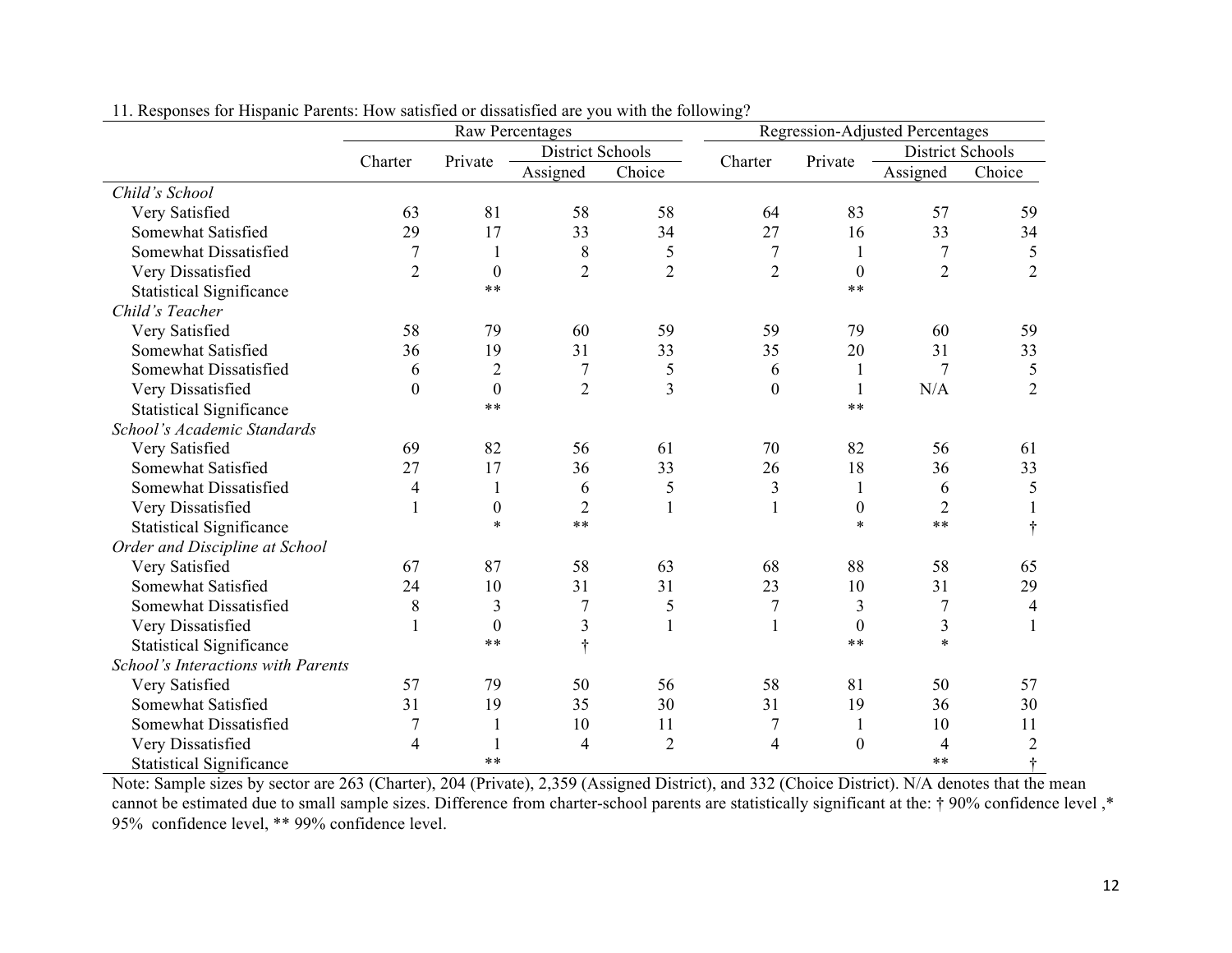11. Responses for Hispanic Parents: How satisfied or dissatisfied are you with the following?

| | Raw Percentages | | | | Regression-Adjusted Percentages | | | |
|---|---|---|---|---|---|---|---|---|
| | Charter | Private | District Schools | | Charter | Private | District Schools | |
| | | | Assigned | Choice | | | Assigned | Choice |
| *Child's School* | | | | | | | | |
| Very Satisfied | 63 | 81 | 58 | 58 | 64 | 83 | 57 | 59 |
| Somewhat Satisfied | 29 | 17 | 33 | 34 | 27 | 16 | 33 | 34 |
| Somewhat Dissatisfied | 7 | 1 | 8 | 5 | 7 | 1 | 7 | 5 |
| Very Dissatisfied | 2 | 0 | 2 | 2 | 2 | 0 | 2 | 2 |
| Statistical Significance | | ** | | | | ** | | |
| *Child's Teacher* | | | | | | | | |
| Very Satisfied | 58 | 79 | 60 | 59 | 59 | 79 | 60 | 59 |
| Somewhat Satisfied | 36 | 19 | 31 | 33 | 35 | 20 | 31 | 33 |
| Somewhat Dissatisfied | 6 | 2 | 7 | 5 | 6 | 1 | 7 | 5 |
| Very Dissatisfied | 0 | 0 | 2 | 3 | 0 | 1 | N/A | 2 |
| Statistical Significance | | ** | | | | ** | | |
| *School's Academic Standards* | | | | | | | | |
| Very Satisfied | 69 | 82 | 56 | 61 | 70 | 82 | 56 | 61 |
| Somewhat Satisfied | 27 | 17 | 36 | 33 | 26 | 18 | 36 | 33 |
| Somewhat Dissatisfied | 4 | 1 | 6 | 5 | 3 | 1 | 6 | 5 |
| Very Dissatisfied | 1 | 0 | 2 | 1 | 1 | 0 | 2 | 1 |
| Statistical Significance | | * | ** | | | * | ** | † |
| *Order and Discipline at School* | | | | | | | | |
| Very Satisfied | 67 | 87 | 58 | 63 | 68 | 88 | 58 | 65 |
| Somewhat Satisfied | 24 | 10 | 31 | 31 | 23 | 10 | 31 | 29 |
| Somewhat Dissatisfied | 8 | 3 | 7 | 5 | 7 | 3 | 7 | 4 |
| Very Dissatisfied | 1 | 0 | 3 | 1 | 1 | 0 | 3 | 1 |
| Statistical Significance | | ** | † | | | ** | * | |
| *School's Interactions with Parents* | | | | | | | | |
| Very Satisfied | 57 | 79 | 50 | 56 | 58 | 81 | 50 | 57 |
| Somewhat Satisfied | 31 | 19 | 35 | 30 | 31 | 19 | 36 | 30 |
| Somewhat Dissatisfied | 7 | 1 | 10 | 11 | 7 | 1 | 10 | 11 |
| Very Dissatisfied | 4 | 1 | 4 | 2 | 4 | 0 | 4 | 2 |
| Statistical Significance | | ** | | | | | ** | † |

Note: Sample sizes by sector are 263 (Charter), 204 (Private), 2,359 (Assigned District), and 332 (Choice District). N/A denotes that the mean cannot be estimated due to small sample sizes. Difference from charter-school parents are statistically significant at the: † 90% confidence level ,* 95% confidence level, ** 99% confidence level.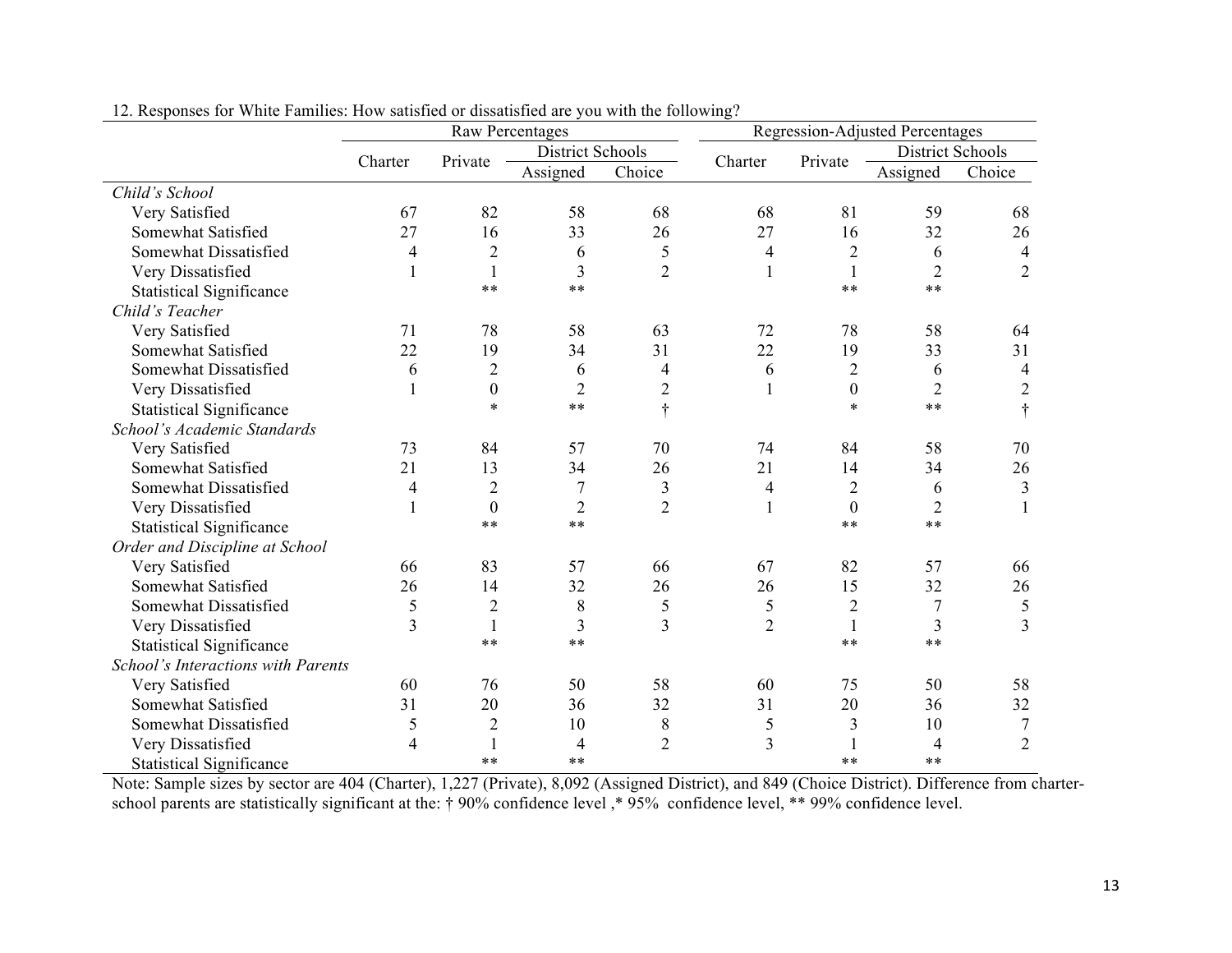12. Responses for White Families: How satisfied or dissatisfied are you with the following?

| | Raw Percentages | | | | Regression-Adjusted Percentages | | | |
|---|---|---|---|---|---|---|---|---|
| | Charter | Private | District Schools | | Charter | Private | District Schools | |
| | | | Assigned | Choice | | | Assigned | Choice |
| *Child's School* | | | | | | | | |
| Very Satisfied | 67 | 82 | 58 | 68 | 68 | 81 | 59 | 68 |
| Somewhat Satisfied | 27 | 16 | 33 | 26 | 27 | 16 | 32 | 26 |
| Somewhat Dissatisfied | 4 | 2 | 6 | 5 | 4 | 2 | 6 | 4 |
| Very Dissatisfied | 1 | 1 | 3 | 2 | 1 | 1 | 2 | 2 |
| Statistical Significance | | ** | ** | | | ** | ** | |
| *Child's Teacher* | | | | | | | | |
| Very Satisfied | 71 | 78 | 58 | 63 | 72 | 78 | 58 | 64 |
| Somewhat Satisfied | 22 | 19 | 34 | 31 | 22 | 19 | 33 | 31 |
| Somewhat Dissatisfied | 6 | 2 | 6 | 4 | 6 | 2 | 6 | 4 |
| Very Dissatisfied | 1 | 0 | 2 | 2 | 1 | 0 | 2 | 2 |
| Statistical Significance | | * | ** | † | | * | ** | † |
| *School's Academic Standards* | | | | | | | | |
| Very Satisfied | 73 | 84 | 57 | 70 | 74 | 84 | 58 | 70 |
| Somewhat Satisfied | 21 | 13 | 34 | 26 | 21 | 14 | 34 | 26 |
| Somewhat Dissatisfied | 4 | 2 | 7 | 3 | 4 | 2 | 6 | 3 |
| Very Dissatisfied | 1 | 0 | 2 | 2 | 1 | 0 | 2 | 1 |
| Statistical Significance | | ** | ** | | | ** | ** | |
| *Order and Discipline at School* | | | | | | | | |
| Very Satisfied | 66 | 83 | 57 | 66 | 67 | 82 | 57 | 66 |
| Somewhat Satisfied | 26 | 14 | 32 | 26 | 26 | 15 | 32 | 26 |
| Somewhat Dissatisfied | 5 | 2 | 8 | 5 | 5 | 2 | 7 | 5 |
| Very Dissatisfied | 3 | 1 | 3 | 3 | 2 | 1 | 3 | 3 |
| Statistical Significance | | ** | ** | | | ** | ** | |
| *School's Interactions with Parents* | | | | | | | | |
| Very Satisfied | 60 | 76 | 50 | 58 | 60 | 75 | 50 | 58 |
| Somewhat Satisfied | 31 | 20 | 36 | 32 | 31 | 20 | 36 | 32 |
| Somewhat Dissatisfied | 5 | 2 | 10 | 8 | 5 | 3 | 10 | 7 |
| Very Dissatisfied | 4 | 1 | 4 | 2 | 3 | 1 | 4 | 2 |
| Statistical Significance | | ** | ** | | | ** | ** | |

Note: Sample sizes by sector are 404 (Charter), 1,227 (Private), 8,092 (Assigned District), and 849 (Choice District). Difference from charter-school parents are statistically significant at the: † 90% confidence level ,* 95% confidence level, ** 99% confidence level.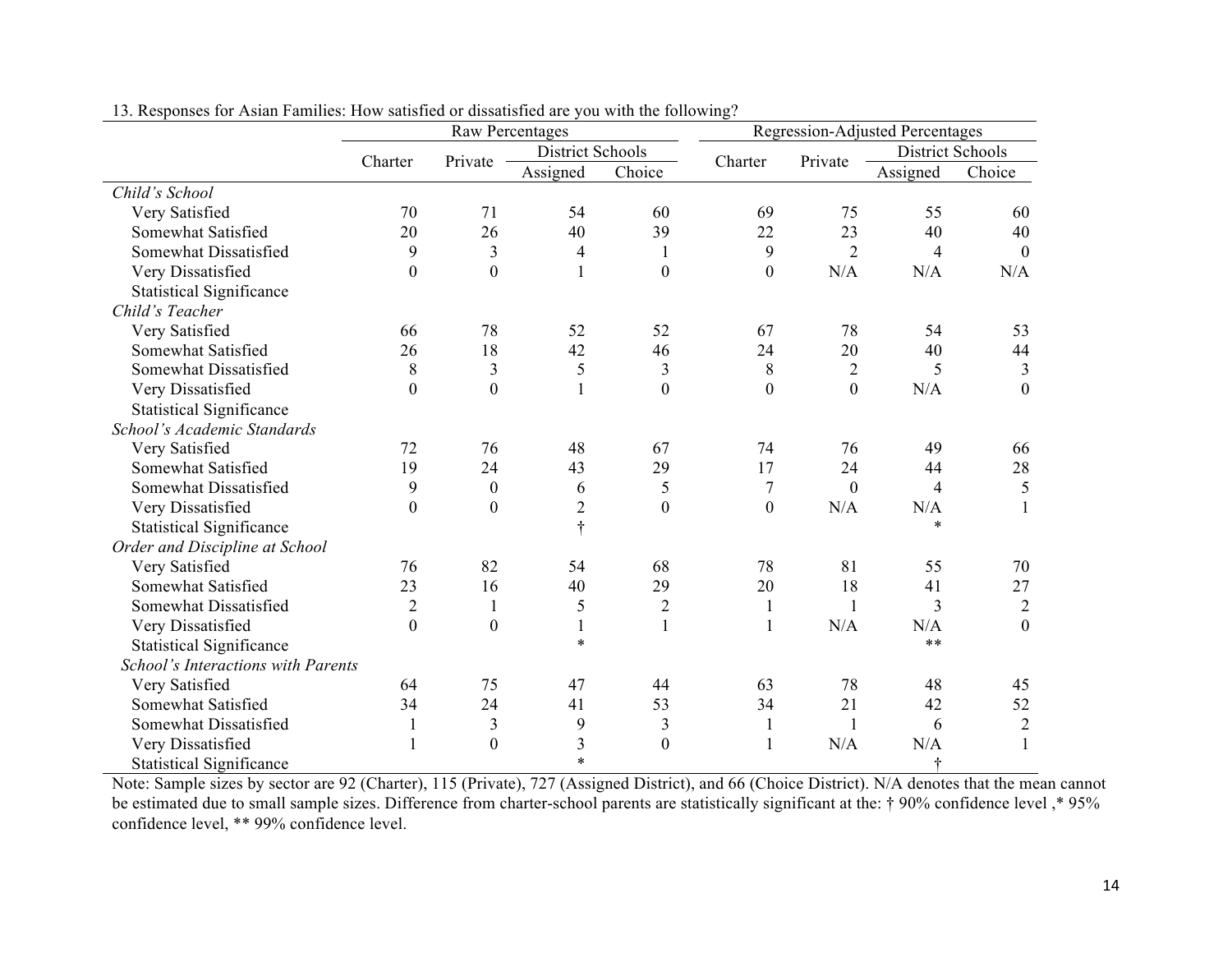13. Responses for Asian Families: How satisfied or dissatisfied are you with the following?

| | Raw Percentages | | | | Regression-Adjusted Percentages | | | |
|---|---|---|---|---|---|---|---|---|
| | Charter | Private | District Schools | | Charter | Private | District Schools | |
| | | | Assigned | Choice | | | Assigned | Choice |
| *Child's School* | | | | | | | | |
| Very Satisfied | 70 | 71 | 54 | 60 | 69 | 75 | 55 | 60 |
| Somewhat Satisfied | 20 | 26 | 40 | 39 | 22 | 23 | 40 | 40 |
| Somewhat Dissatisfied | 9 | 3 | 4 | 1 | 9 | 2 | 4 | 0 |
| Very Dissatisfied | 0 | 0 | 1 | 0 | 0 | N/A | N/A | N/A |
| Statistical Significance | | | | | | | | |
| *Child's Teacher* | | | | | | | | |
| Very Satisfied | 66 | 78 | 52 | 52 | 67 | 78 | 54 | 53 |
| Somewhat Satisfied | 26 | 18 | 42 | 46 | 24 | 20 | 40 | 44 |
| Somewhat Dissatisfied | 8 | 3 | 5 | 3 | 8 | 2 | 5 | 3 |
| Very Dissatisfied | 0 | 0 | 1 | 0 | 0 | 0 | N/A | 0 |
| Statistical Significance | | | | | | | | |
| *School's Academic Standards* | | | | | | | | |
| Very Satisfied | 72 | 76 | 48 | 67 | 74 | 76 | 49 | 66 |
| Somewhat Satisfied | 19 | 24 | 43 | 29 | 17 | 24 | 44 | 28 |
| Somewhat Dissatisfied | 9 | 0 | 6 | 5 | 7 | 0 | 4 | 5 |
| Very Dissatisfied | 0 | 0 | 2 | 0 | 0 | N/A | N/A | 1 |
| Statistical Significance | | | † | | | | * | |
| *Order and Discipline at School* | | | | | | | | |
| Very Satisfied | 76 | 82 | 54 | 68 | 78 | 81 | 55 | 70 |
| Somewhat Satisfied | 23 | 16 | 40 | 29 | 20 | 18 | 41 | 27 |
| Somewhat Dissatisfied | 2 | 1 | 5 | 2 | 1 | 1 | 3 | 2 |
| Very Dissatisfied | 0 | 0 | 1 | 1 | 1 | N/A | N/A | 0 |
| Statistical Significance | | | * | | | | ** | |
| *School's Interactions with Parents* | | | | | | | | |
| Very Satisfied | 64 | 75 | 47 | 44 | 63 | 78 | 48 | 45 |
| Somewhat Satisfied | 34 | 24 | 41 | 53 | 34 | 21 | 42 | 52 |
| Somewhat Dissatisfied | 1 | 3 | 9 | 3 | 1 | 1 | 6 | 2 |
| Very Dissatisfied | 1 | 0 | 3 | 0 | 1 | N/A | N/A | 1 |
| Statistical Significance | | | * | | | | † | |

Note: Sample sizes by sector are 92 (Charter), 115 (Private), 727 (Assigned District), and 66 (Choice District). N/A denotes that the mean cannot be estimated due to small sample sizes. Difference from charter-school parents are statistically significant at the: † 90% confidence level ,* 95% confidence level, ** 99% confidence level.